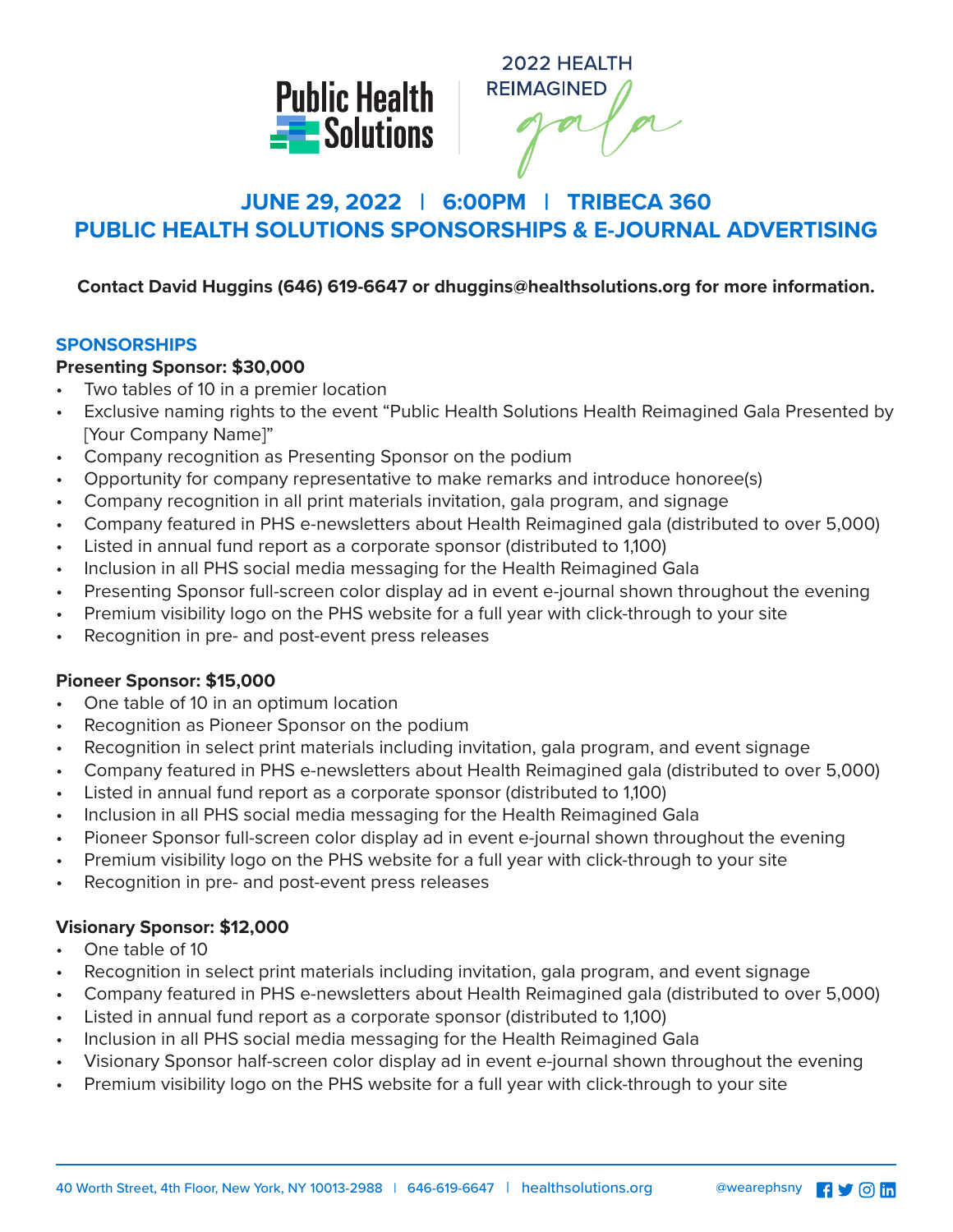Public Health Solutions

2022 HEALTH REIMAGINED gala

# JUNE 29, 2022 | 6:00PM | TRIBECA 360
# PUBLIC HEALTH SOLUTIONS SPONSORSHIPS & E-JOURNAL ADVERTISING

**Contact David Huggins (646) 619-6647 or dhuggins@healthsolutions.org for more information.**

## SPONSORSHIPS

### Presenting Sponsor: $30,000

- Two tables of 10 in a premier location
- Exclusive naming rights to the event "Public Health Solutions Health Reimagined Gala Presented by [Your Company Name]"
- Company recognition as Presenting Sponsor on the podium
- Opportunity for company representative to make remarks and introduce honoree(s)
- Company recognition in all print materials invitation, gala program, and signage
- Company featured in PHS e-newsletters about Health Reimagined gala (distributed to over 5,000)
- Listed in annual fund report as a corporate sponsor (distributed to 1,100)
- Inclusion in all PHS social media messaging for the Health Reimagined Gala
- Presenting Sponsor full-screen color display ad in event e-journal shown throughout the evening
- Premium visibility logo on the PHS website for a full year with click-through to your site
- Recognition in pre- and post-event press releases

### Pioneer Sponsor: $15,000

- One table of 10 in an optimum location
- Recognition as Pioneer Sponsor on the podium
- Recognition in select print materials including invitation, gala program, and event signage
- Company featured in PHS e-newsletters about Health Reimagined gala (distributed to over 5,000)
- Listed in annual fund report as a corporate sponsor (distributed to 1,100)
- Inclusion in all PHS social media messaging for the Health Reimagined Gala
- Pioneer Sponsor full-screen color display ad in event e-journal shown throughout the evening
- Premium visibility logo on the PHS website for a full year with click-through to your site
- Recognition in pre- and post-event press releases

### Visionary Sponsor: $12,000

- One table of 10
- Recognition in select print materials including invitation, gala program, and event signage
- Company featured in PHS e-newsletters about Health Reimagined gala (distributed to over 5,000)
- Listed in annual fund report as a corporate sponsor (distributed to 1,100)
- Inclusion in all PHS social media messaging for the Health Reimagined Gala
- Visionary Sponsor half-screen color display ad in event e-journal shown throughout the evening
- Premium visibility logo on the PHS website for a full year with click-through to your site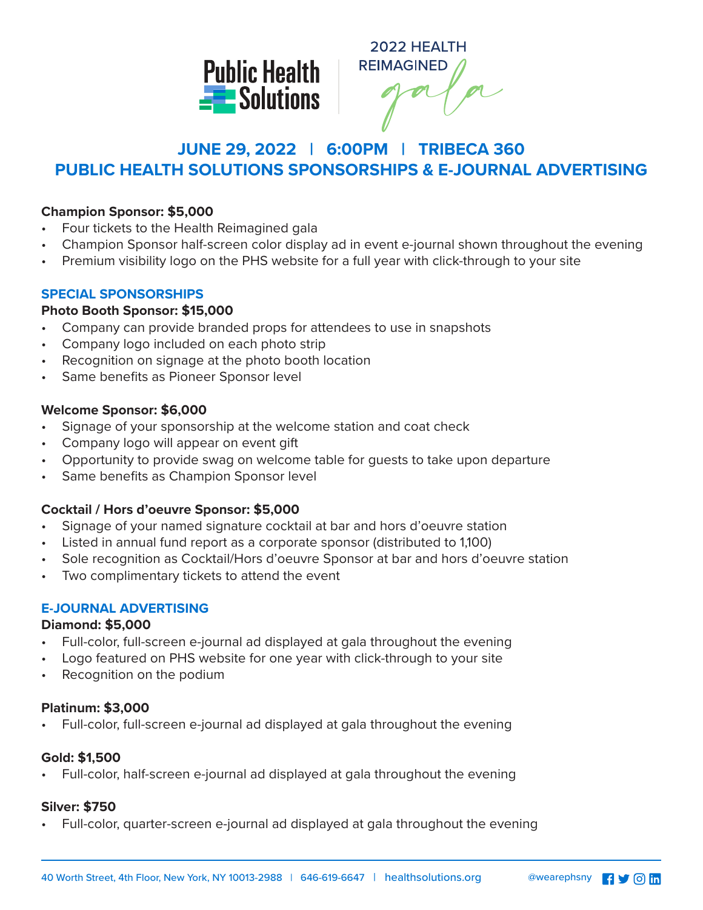Public Health Solutions

2022 HEALTH REIMAGINED *gala*

## JUNE 29, 2022 | 6:00PM | TRIBECA 360
## PUBLIC HEALTH SOLUTIONS SPONSORSHIPS & E-JOURNAL ADVERTISING

**Champion Sponsor: $5,000**
- Four tickets to the Health Reimagined gala
- Champion Sponsor half-screen color display ad in event e-journal shown throughout the evening
- Premium visibility logo on the PHS website for a full year with click-through to your site

### SPECIAL SPONSORSHIPS

**Photo Booth Sponsor: $15,000**
- Company can provide branded props for attendees to use in snapshots
- Company logo included on each photo strip
- Recognition on signage at the photo booth location
- Same benefits as Pioneer Sponsor level

**Welcome Sponsor: $6,000**
- Signage of your sponsorship at the welcome station and coat check
- Company logo will appear on event gift
- Opportunity to provide swag on welcome table for guests to take upon departure
- Same benefits as Champion Sponsor level

**Cocktail / Hors d'oeuvre Sponsor: $5,000**
- Signage of your named signature cocktail at bar and hors d'oeuvre station
- Listed in annual fund report as a corporate sponsor (distributed to 1,100)
- Sole recognition as Cocktail/Hors d'oeuvre Sponsor at bar and hors d'oeuvre station
- Two complimentary tickets to attend the event

### E-JOURNAL ADVERTISING

**Diamond: $5,000**
- Full-color, full-screen e-journal ad displayed at gala throughout the evening
- Logo featured on PHS website for one year with click-through to your site
- Recognition on the podium

**Platinum: $3,000**
- Full-color, full-screen e-journal ad displayed at gala throughout the evening

**Gold: $1,500**
- Full-color, half-screen e-journal ad displayed at gala throughout the evening

**Silver: $750**
- Full-color, quarter-screen e-journal ad displayed at gala throughout the evening

40 Worth Street, 4th Floor, New York, NY 10013-2988 | 646-619-6647 | healthsolutions.org @wearephsny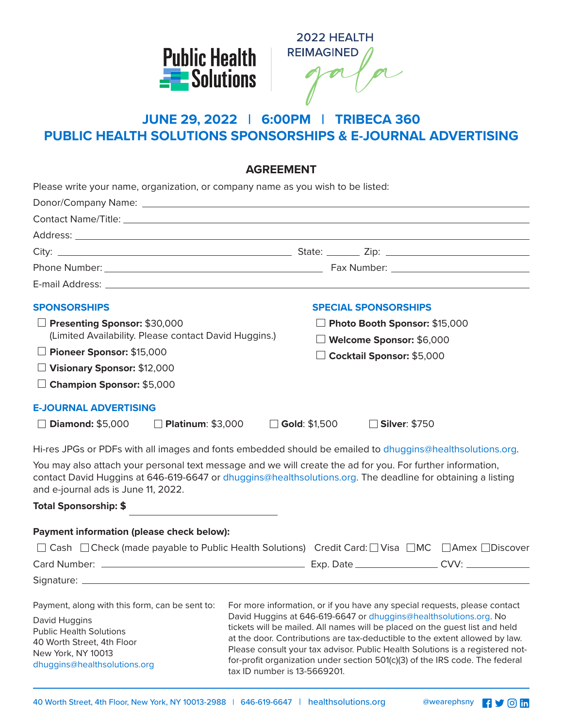Public Health Solutions

2022 HEALTH REIMAGINED *gala*

## JUNE 29, 2022 | 6:00PM | TRIBECA 360

## PUBLIC HEALTH SOLUTIONS SPONSORSHIPS & E-JOURNAL ADVERTISING

### AGREEMENT

Please write your name, organization, or company name as you wish to be listed:

Donor/Company Name: ______________________________

Contact Name/Title: ______________________________

Address: ______________________________

City: ______________________ State: ________ Zip: ______________

Phone Number: ______________________ Fax Number: ______________

E-mail Address: ______________________________

### SPONSORSHIPS

- ☐ **Presenting Sponsor:** $30,000 (Limited Availability. Please contact David Huggins.)
- ☐ **Pioneer Sponsor:** $15,000
- ☐ **Visionary Sponsor:** $12,000
- ☐ **Champion Sponsor:** $5,000

### SPECIAL SPONSORSHIPS

- ☐ **Photo Booth Sponsor:** $15,000
- ☐ **Welcome Sponsor:** $6,000
- ☐ **Cocktail Sponsor:** $5,000

### E-JOURNAL ADVERTISING

☐ **Diamond:** $5,000 ☐ **Platinum**: $3,000 ☐ **Gold**: $1,500 ☐ **Silver**: $750

Hi-res JPGs or PDFs with all images and fonts embedded should be emailed to dhuggins@healthsolutions.org.

You may also attach your personal text message and we will create the ad for you. For further information, contact David Huggins at 646-619-6647 or dhuggins@healthsolutions.org. The deadline for obtaining a listing and e-journal ads is June 11, 2022.

**Total Sponsorship: $** ______________

**Payment information (please check below):**

☐ Cash ☐ Check (made payable to Public Health Solutions) Credit Card: ☐ Visa ☐ MC ☐ Amex ☐ Discover

Card Number: ______________________ Exp. Date ____________ CVV: ________

Signature: ______________________________

Payment, along with this form, can be sent to:

David Huggins
Public Health Solutions
40 Worth Street, 4th Floor
New York, NY 10013
dhuggins@healthsolutions.org

For more information, or if you have any special requests, please contact David Huggins at 646-619-6647 or dhuggins@healthsolutions.org. No tickets will be mailed. All names will be placed on the guest list and held at the door. Contributions are tax-deductible to the extent allowed by law. Please consult your tax advisor. Public Health Solutions is a registered not-for-profit organization under section 501(c)(3) of the IRS code. The federal tax ID number is 13-5669201.

40 Worth Street, 4th Floor, New York, NY 10013-2988 | 646-619-6647 | healthsolutions.org @wearephsny